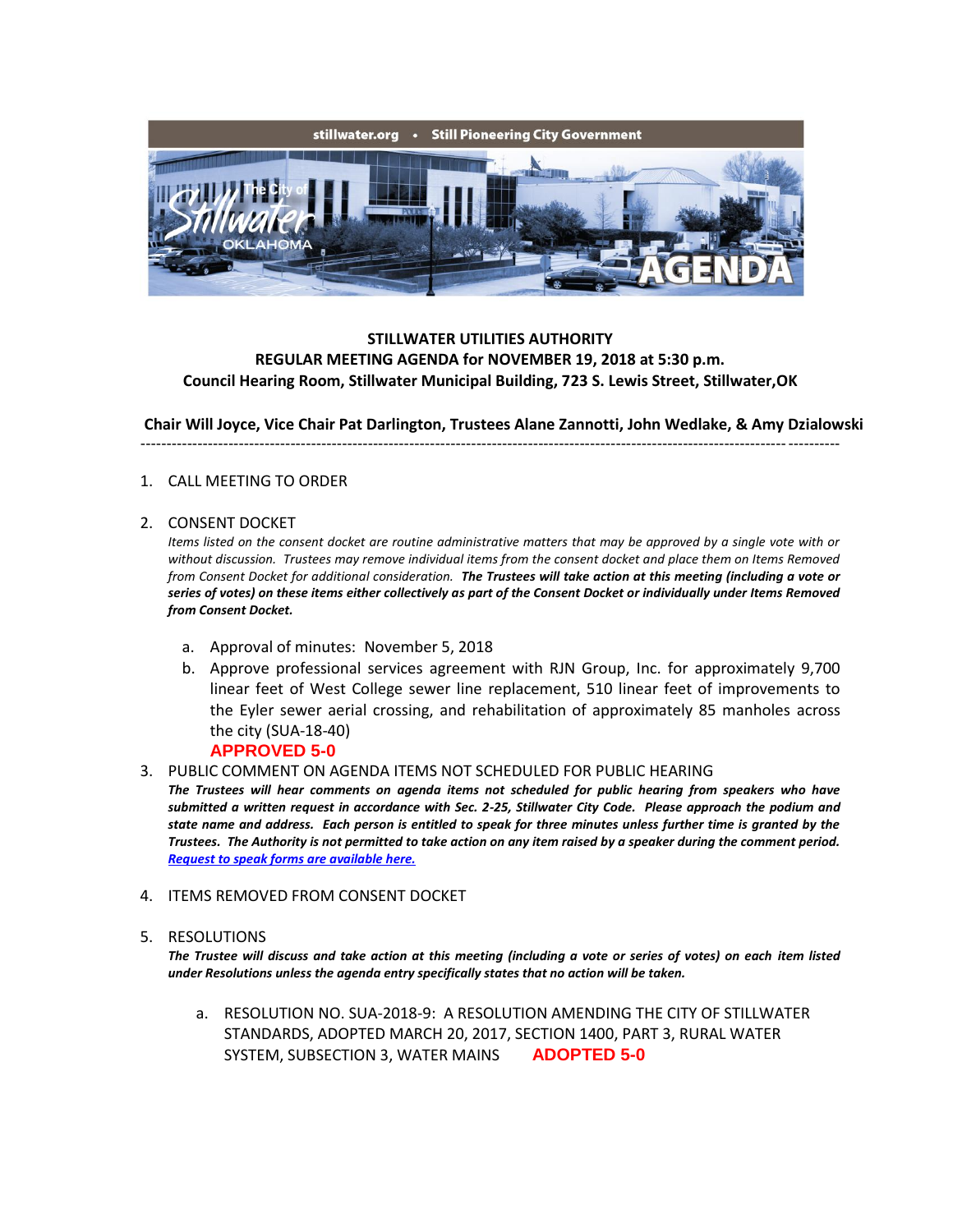stillwater.org • Still Pioneering City Government

The City of Stillwater OKLAHOMA AGENDA

**STILLWATER UTILITIES AUTHORITY**
**REGULAR MEETING AGENDA for NOVEMBER 19, 2018 at 5:30 p.m.**
**Council Hearing Room, Stillwater Municipal Building, 723 S. Lewis Street, Stillwater,OK**

**Chair Will Joyce, Vice Chair Pat Darlington, Trustees Alane Zannotti, John Wedlake, & Amy Dzialowski**

---

1. CALL MEETING TO ORDER

2. CONSENT DOCKET

   *Items listed on the consent docket are routine administrative matters that may be approved by a single vote with or without discussion. Trustees may remove individual items from the consent docket and place them on Items Removed from Consent Docket for additional consideration.* ***The Trustees will take action at this meeting (including a vote or series of votes) on these items either collectively as part of the Consent Docket or individually under Items Removed from Consent Docket.***

   a. Approval of minutes: November 5, 2018
   b. Approve professional services agreement with RJN Group, Inc. for approximately 9,700 linear feet of West College sewer line replacement, 510 linear feet of improvements to the Eyler sewer aerial crossing, and rehabilitation of approximately 85 manholes across the city (SUA-18-40)

   **APPROVED 5-0**

3. PUBLIC COMMENT ON AGENDA ITEMS NOT SCHEDULED FOR PUBLIC HEARING

   ***The Trustees will hear comments on agenda items not scheduled for public hearing from speakers who have submitted a written request in accordance with Sec. 2-25, Stillwater City Code. Please approach the podium and state name and address. Each person is entitled to speak for three minutes unless further time is granted by the Trustees. The Authority is not permitted to take action on any item raised by a speaker during the comment period.*** ***Request to speak forms are available here.***

4. ITEMS REMOVED FROM CONSENT DOCKET

5. RESOLUTIONS

   ***The Trustee will discuss and take action at this meeting (including a vote or series of votes) on each item listed under Resolutions unless the agenda entry specifically states that no action will be taken.***

   a. RESOLUTION NO. SUA-2018-9: A RESOLUTION AMENDING THE CITY OF STILLWATER STANDARDS, ADOPTED MARCH 20, 2017, SECTION 1400, PART 3, RURAL WATER SYSTEM, SUBSECTION 3, WATER MAINS **ADOPTED 5-0**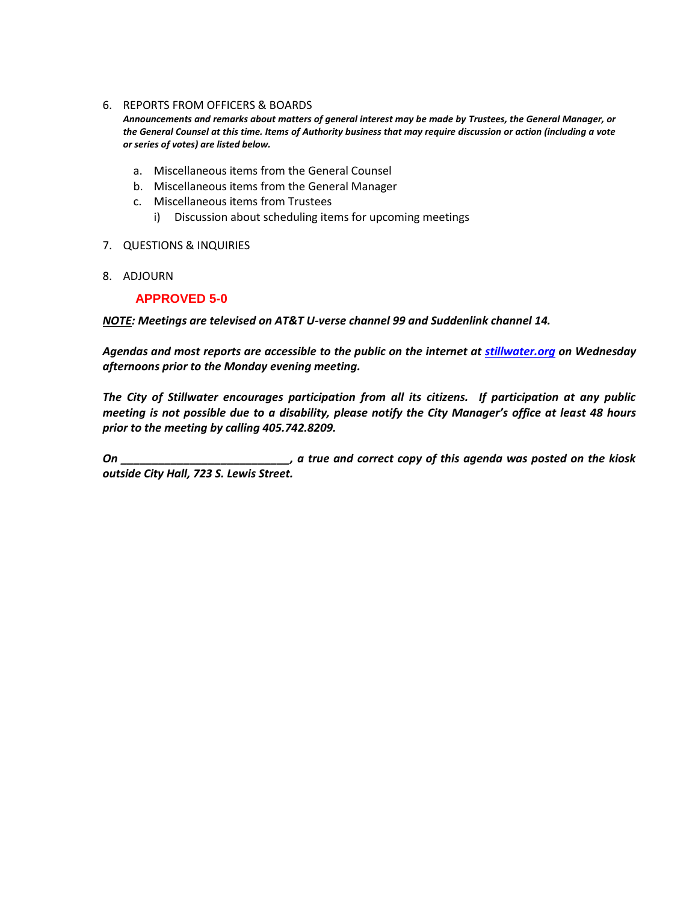6. REPORTS FROM OFFICERS & BOARDS
   ***Announcements and remarks about matters of general interest may be made by Trustees, the General Manager, or the General Counsel at this time. Items of Authority business that may require discussion or action (including a vote or series of votes) are listed below.***

   a. Miscellaneous items from the General Counsel
   b. Miscellaneous items from the General Manager
   c. Miscellaneous items from Trustees
      i) Discussion about scheduling items for upcoming meetings

7. QUESTIONS & INQUIRIES

8. ADJOURN

   **APPROVED 5-0**

***NOTE: Meetings are televised on AT&T U-verse channel 99 and Suddenlink channel 14.***

***Agendas and most reports are accessible to the public on the internet at [stillwater.org](http://stillwater.org) on Wednesday afternoons prior to the Monday evening meeting.***

***The City of Stillwater encourages participation from all its citizens. If participation at any public meeting is not possible due to a disability, please notify the City Manager's office at least 48 hours prior to the meeting by calling 405.742.8209.***

***On ___________________________, a true and correct copy of this agenda was posted on the kiosk outside City Hall, 723 S. Lewis Street.***